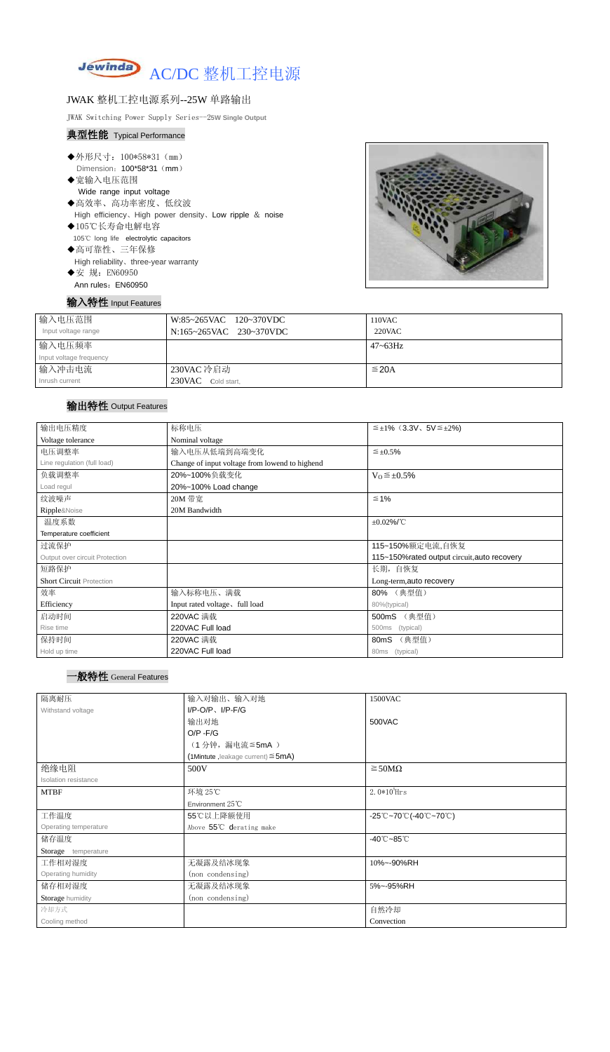# Jewinda AC/DC 整机工控电源

## JWAK 整机工控电源系列--25W 单路输出

JWAK Switching Power Supply Series--25W Single Output

### 典型性能 Typical Performance

- ◆外形尺寸：100*58*31（mm）
  Dimension：100*58*31（mm）
- ◆宽输入电压范围
  Wide range input voltage
- ◆高效率、高功率密度、低纹波
  High efficiency、High power density、Low ripple & noise
- ◆105℃长寿命电解电容
  105℃ long life electrolytic capacitors
- ◆高可靠性、三年保修
  High reliability、three-year warranty
- ◆安 规：EN60950
  Ann rules：EN60950

### 输入特性 Input Features

| 输入电压范围<br>Input voltage range | W:85~265VAC 120~370VDC<br>N:165~265VAC 230~370VDC | 110VAC<br>220VAC |
|---|---|---|
| 输入电压频率<br>Input voltage frequency | | 47~63Hz |
| 输入冲击电流<br>Inrush current | 230VAC 冷启动<br>230VAC Cold start, | ≦20A |

### 输出特性 Output Features

| 输出电压精度<br>Voltage tolerance | 标称电压<br>Nominal voltage | ≦±1%（3.3V、5V≦±2%) |
|---|---|---|
| 电压调整率<br>Line regulation (full load) | 输入电压从低端到高端变化<br>Change of input voltage from lowend to highend | ≦±0.5% |
| 负载调整率<br>Load regul | 20%~100%负载变化<br>20%~100% Load change | $V_O$≦±0.5% |
| 纹波噪声<br>Ripple&Noise | 20M 带宽<br>20M Bandwidth | ≦1% |
| 温度系数<br>Temperature coefficient | | ±0.02%/℃ |
| 过流保护<br>Output over circuit Protection | | 115~150%额定电流,自恢复<br>115~150%rated output circuit,auto recovery |
| 短路保护<br>Short Circuit Protection | | 长期，自恢复<br>Long-term,auto recovery |
| 效率<br>Efficiency | 输入标称电压、满载<br>Input rated voltage、full load | 80% （典型值）<br>80%(typical) |
| 启动时间<br>Rise time | 220VAC 满载<br>220VAC Full load | 500mS （典型值）<br>500ms (typical) |
| 保持时间<br>Hold up time | 220VAC 满载<br>220VAC Full load | 80mS （典型值）<br>80ms (typical) |

### 一般特性 General Features

| 隔离耐压<br>Withstand voltage | 输入对输出、输入对地<br>I/P-O/P、I/P-F/G<br>输出对地<br>O/P -F/G<br>（1 分钟，漏电流≦5mA ）<br>(1Mintute ,leakage current)≦5mA) | 1500VAC<br><br>500VAC |
|---|---|---|
| 绝缘电阻<br>Isolation resistance | 500V | ≧50MΩ |
| MTBF | 环境 25℃<br>Environment 25℃ | $2.0*10^5$Hrs |
| 工作温度<br>Operating temperature | 55℃以上降额使用<br>Above 55℃ derating make | -25℃~70℃(-40℃~70℃) |
| 储存温度<br>Storage temperature | | -40℃~85℃ |
| 工作相对湿度<br>Operating humidity | 无凝露及结冰现象<br>(non condensing) | 10%~-90%RH |
| 储存相对湿度<br>Storage humidity | 无凝露及结冰现象<br>(non condensing) | 5%~-95%RH |
| 冷却方式<br>Cooling method | | 自然冷却<br>Convection |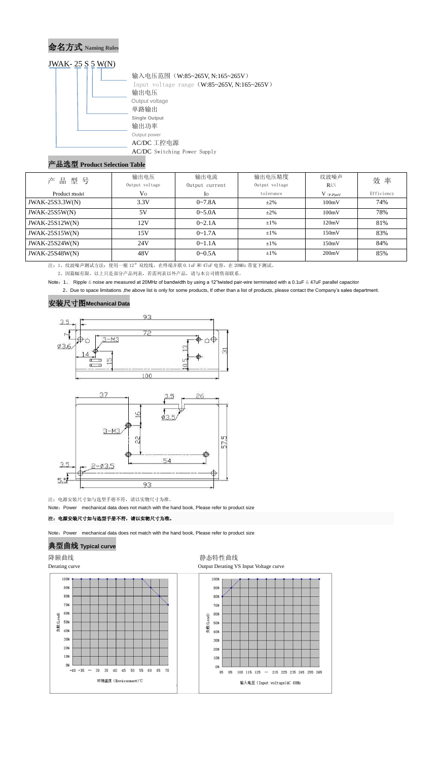## 命名方式 Naming Rules

JWAK- 25 S 5 W(N)

- 输入电压范围（W:85~265V, N:165~265V）
  Input voltage range（W:85~265V, N:165~265V）
- 输出电压
  Output voltage
- 单路输出
  Single Output
- 输出功率
  Output power
- AC/DC 工控电源
  AC/DC Switching Power Supply

## 产品选型 Product Selection Table

| 产 品 型 号 Product model | 输出电压 Output voltage Vo | 输出电流 Output current Io | 输出电压精度 Output voltage tolerance | 纹波噪声 R&N V (P-P)mV | 效 率 Efficiency |
|---|---|---|---|---|---|
| JWAK-25S3.3W(N) | 3.3V | 0~7.8A | ±2% | 100mV | 74% |
| JWAK-25S5W(N) | 5V | 0~5.0A | ±2% | 100mV | 78% |
| JWAK-25S12W(N) | 12V | 0~2.1A | ±1% | 120mV | 81% |
| JWAK-25S15W(N) | 15V | 0~1.7A | ±1% | 150mV | 83% |
| JWAK-25S24W(N) | 24V | 0~1.1A | ±1% | 150mV | 84% |
| JWAK-25S48W(N) | 48V | 0~0.5A | ±1% | 200mV | 85% |

注：1、纹波噪声测试方法：使用一根 12" 双绞线，在终端并联 0.1uF 和 47uF 电容，在 20MHz 带宽下测试。

2、因篇幅有限，以上只是部分产品列表，若需列表以外产品，请与本公司销售部联系。

Note：1、 Ripple & noise are measured at 20MHz of bandwidth by using a 12"twisted pair-wire terminated with a 0.1uF & 47uF parallel capacitor

2、Due to space limitations ,the above list is only for some products, If other than a list of products, please contact the Company's sales department.

## 安装尺寸图Mechanical Data

93
3.5
72
7
3-M3
Ø3.6
14
15
13
10.5
31
100

37
3.5
26
16
Ø3.5
3-M3
22
57.5
54
3.5
2-Ø3.5
5.5
93

注：电源安装尺寸如与选型手册不符，请以实物尺寸为准。

Note：Power mechanical data does not match with the hand book, Please refer to product size

**注：电源安装尺寸如与选型手册不符，请以实物尺寸为准。**

Note：Power mechanical data does not match with the hand book, Please refer to product size

## 典型曲线 Typical curve

降额曲线
Derating curve

100%
90%
80%
70%
60%
50%
40%
30%
20%
10%
0%
负载 (Load)
-40 -35 ··· 30 35 40 45 50 55 60 65 70
环境温度 (Environment)℃

静态特性曲线
Output Derating VS Input Voltage curve

100%
90%
80%
70%
60%
50%
40%
30%
20%
10%
0%
负载 (Load)
85 95 100 115 125 ··· 215 225 235 245 255 265
输入电压 (Input voltage)AC 60Hz